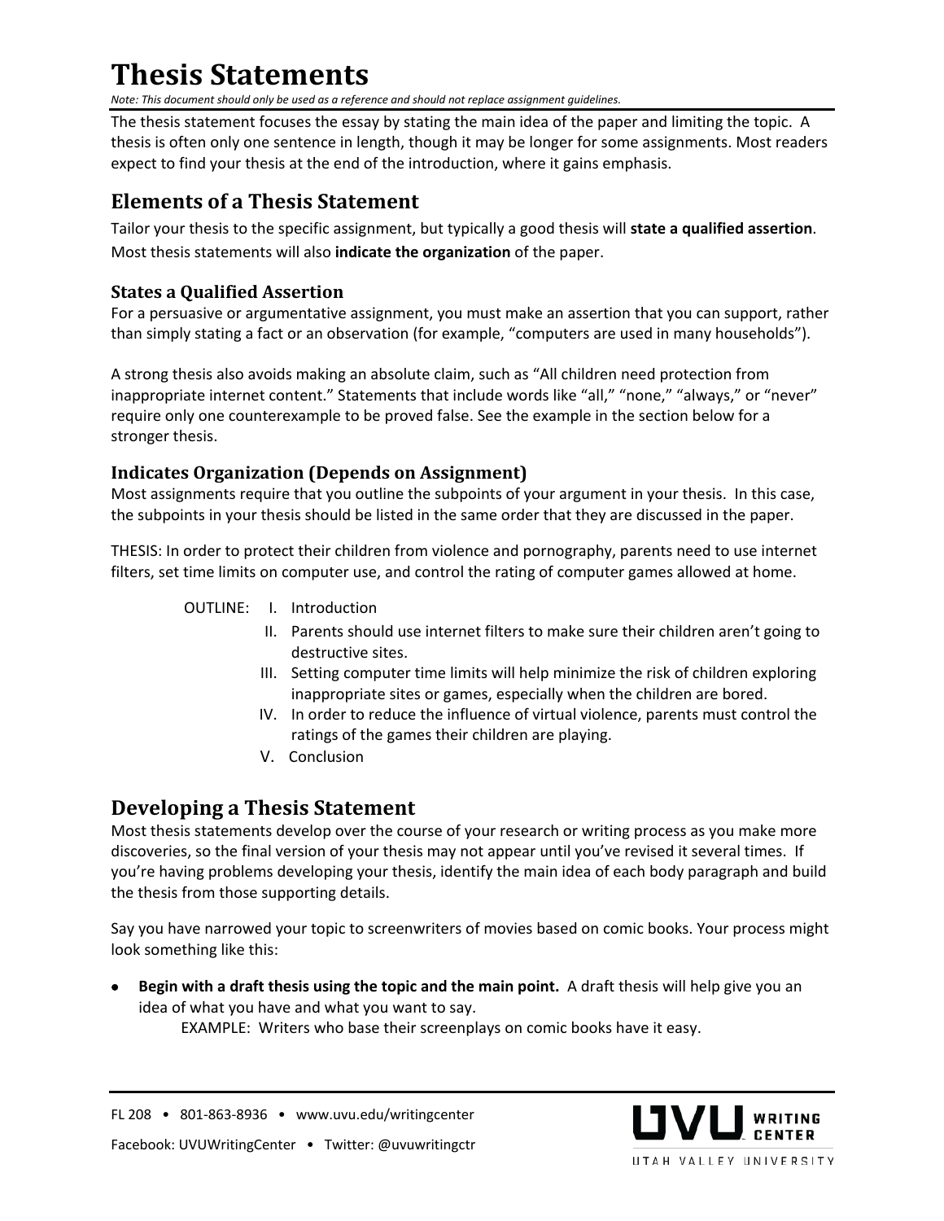# Thesis Statements

*Note: This document should only be used as a reference and should not replace assignment guidelines.*

The thesis statement focuses the essay by stating the main idea of the paper and limiting the topic. A thesis is often only one sentence in length, though it may be longer for some assignments. Most readers expect to find your thesis at the end of the introduction, where it gains emphasis.

## Elements of a Thesis Statement

Tailor your thesis to the specific assignment, but typically a good thesis will **state a qualified assertion**. Most thesis statements will also **indicate the organization** of the paper.

### States a Qualified Assertion

For a persuasive or argumentative assignment, you must make an assertion that you can support, rather than simply stating a fact or an observation (for example, "computers are used in many households").

A strong thesis also avoids making an absolute claim, such as "All children need protection from inappropriate internet content." Statements that include words like "all," "none," "always," or "never" require only one counterexample to be proved false. See the example in the section below for a stronger thesis.

### Indicates Organization (Depends on Assignment)

Most assignments require that you outline the subpoints of your argument in your thesis. In this case, the subpoints in your thesis should be listed in the same order that they are discussed in the paper.

THESIS: In order to protect their children from violence and pornography, parents need to use internet filters, set time limits on computer use, and control the rating of computer games allowed at home.

OUTLINE:
- I. Introduction
- II. Parents should use internet filters to make sure their children aren't going to destructive sites.
- III. Setting computer time limits will help minimize the risk of children exploring inappropriate sites or games, especially when the children are bored.
- IV. In order to reduce the influence of virtual violence, parents must control the ratings of the games their children are playing.
- V. Conclusion

## Developing a Thesis Statement

Most thesis statements develop over the course of your research or writing process as you make more discoveries, so the final version of your thesis may not appear until you've revised it several times. If you're having problems developing your thesis, identify the main idea of each body paragraph and build the thesis from those supporting details.

Say you have narrowed your topic to screenwriters of movies based on comic books. Your process might look something like this:

- **Begin with a draft thesis using the topic and the main point.** A draft thesis will help give you an idea of what you have and what you want to say.
  EXAMPLE: Writers who base their screenplays on comic books have it easy.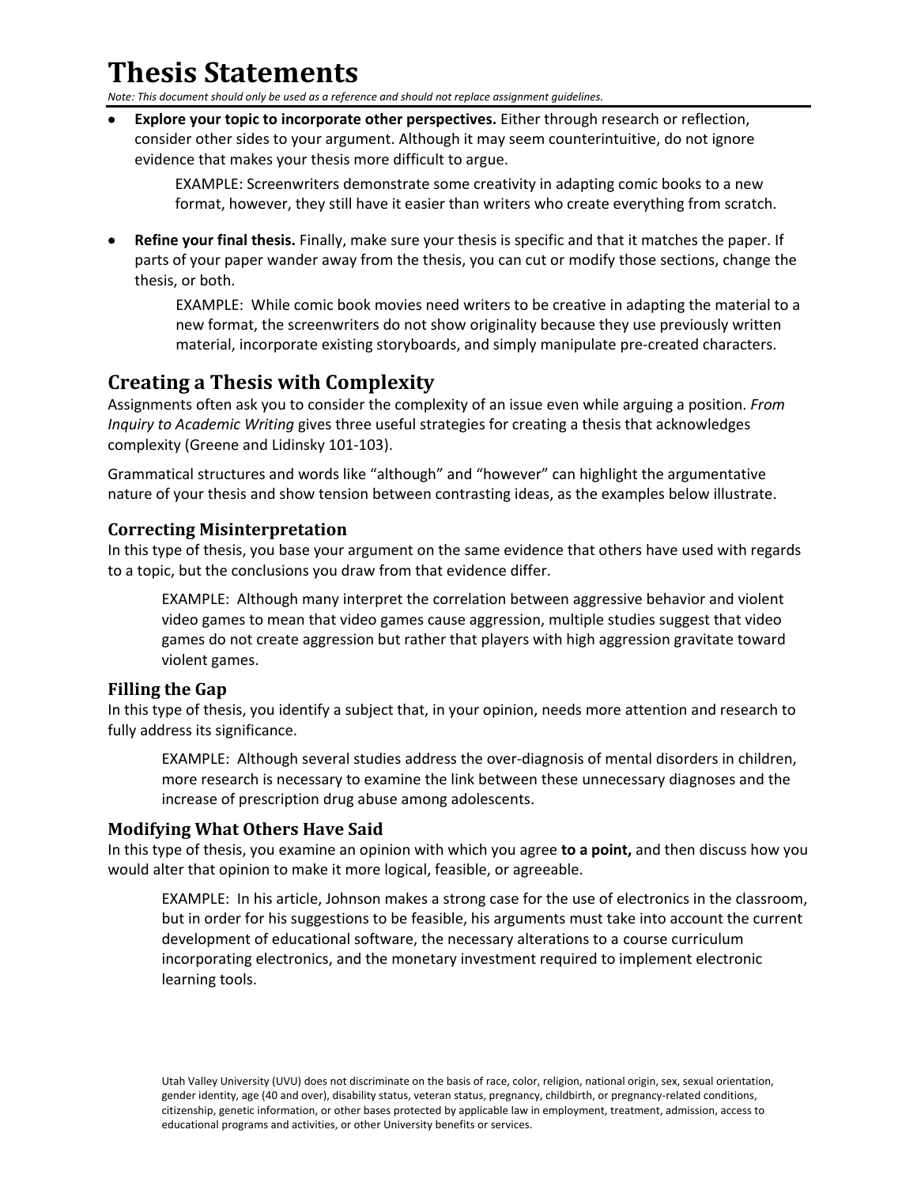# Thesis Statements

*Note: This document should only be used as a reference and should not replace assignment guidelines.*

- **Explore your topic to incorporate other perspectives.** Either through research or reflection, consider other sides to your argument. Although it may seem counterintuitive, do not ignore evidence that makes your thesis more difficult to argue.

    EXAMPLE: Screenwriters demonstrate some creativity in adapting comic books to a new format, however, they still have it easier than writers who create everything from scratch.

- **Refine your final thesis.** Finally, make sure your thesis is specific and that it matches the paper. If parts of your paper wander away from the thesis, you can cut or modify those sections, change the thesis, or both.

    EXAMPLE: While comic book movies need writers to be creative in adapting the material to a new format, the screenwriters do not show originality because they use previously written material, incorporate existing storyboards, and simply manipulate pre-created characters.

## Creating a Thesis with Complexity

Assignments often ask you to consider the complexity of an issue even while arguing a position. *From Inquiry to Academic Writing* gives three useful strategies for creating a thesis that acknowledges complexity (Greene and Lidinsky 101-103).

Grammatical structures and words like "although" and "however" can highlight the argumentative nature of your thesis and show tension between contrasting ideas, as the examples below illustrate.

### Correcting Misinterpretation

In this type of thesis, you base your argument on the same evidence that others have used with regards to a topic, but the conclusions you draw from that evidence differ.

> EXAMPLE: Although many interpret the correlation between aggressive behavior and violent video games to mean that video games cause aggression, multiple studies suggest that video games do not create aggression but rather that players with high aggression gravitate toward violent games.

### Filling the Gap

In this type of thesis, you identify a subject that, in your opinion, needs more attention and research to fully address its significance.

> EXAMPLE: Although several studies address the over-diagnosis of mental disorders in children, more research is necessary to examine the link between these unnecessary diagnoses and the increase of prescription drug abuse among adolescents.

### Modifying What Others Have Said

In this type of thesis, you examine an opinion with which you agree **to a point,** and then discuss how you would alter that opinion to make it more logical, feasible, or agreeable.

> EXAMPLE: In his article, Johnson makes a strong case for the use of electronics in the classroom, but in order for his suggestions to be feasible, his arguments must take into account the current development of educational software, the necessary alterations to a course curriculum incorporating electronics, and the monetary investment required to implement electronic learning tools.

Utah Valley University (UVU) does not discriminate on the basis of race, color, religion, national origin, sex, sexual orientation, gender identity, age (40 and over), disability status, veteran status, pregnancy, childbirth, or pregnancy-related conditions, citizenship, genetic information, or other bases protected by applicable law in employment, treatment, admission, access to educational programs and activities, or other University benefits or services.